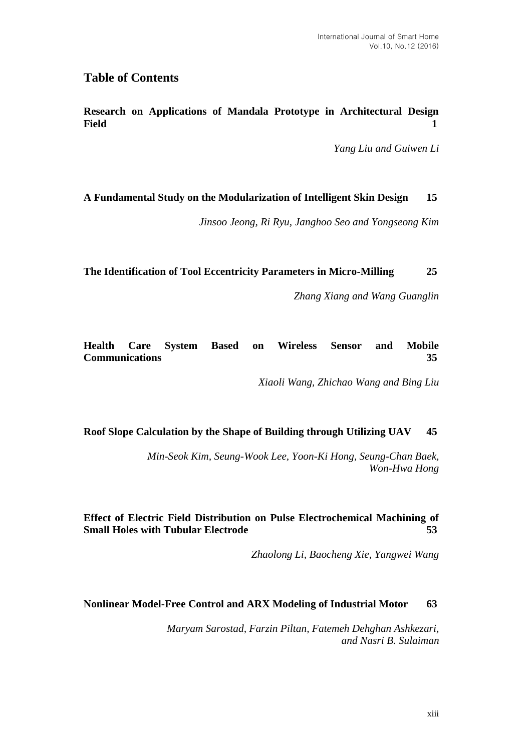# Table of Contents

**Research on Applications of Mandala Prototype in Architectural Design Field** **1**

*Yang Liu and Guiwen Li*

**A Fundamental Study on the Modularization of Intelligent Skin Design** **15**

*Jinsoo Jeong, Ri Ryu, Janghoo Seo and Yongseong Kim*

**The Identification of Tool Eccentricity Parameters in Micro-Milling** **25**

*Zhang Xiang and Wang Guanglin*

**Health Care System Based on Wireless Sensor and Mobile Communications** **35**

*Xiaoli Wang, Zhichao Wang and Bing Liu*

**Roof Slope Calculation by the Shape of Building through Utilizing UAV** **45**

*Min-Seok Kim, Seung-Wook Lee, Yoon-Ki Hong, Seung-Chan Baek, Won-Hwa Hong*

**Effect of Electric Field Distribution on Pulse Electrochemical Machining of Small Holes with Tubular Electrode** **53**

*Zhaolong Li, Baocheng Xie, Yangwei Wang*

**Nonlinear Model-Free Control and ARX Modeling of Industrial Motor** **63**

*Maryam Sarostad, Farzin Piltan, Fatemeh Dehghan Ashkezari, and Nasri B. Sulaiman*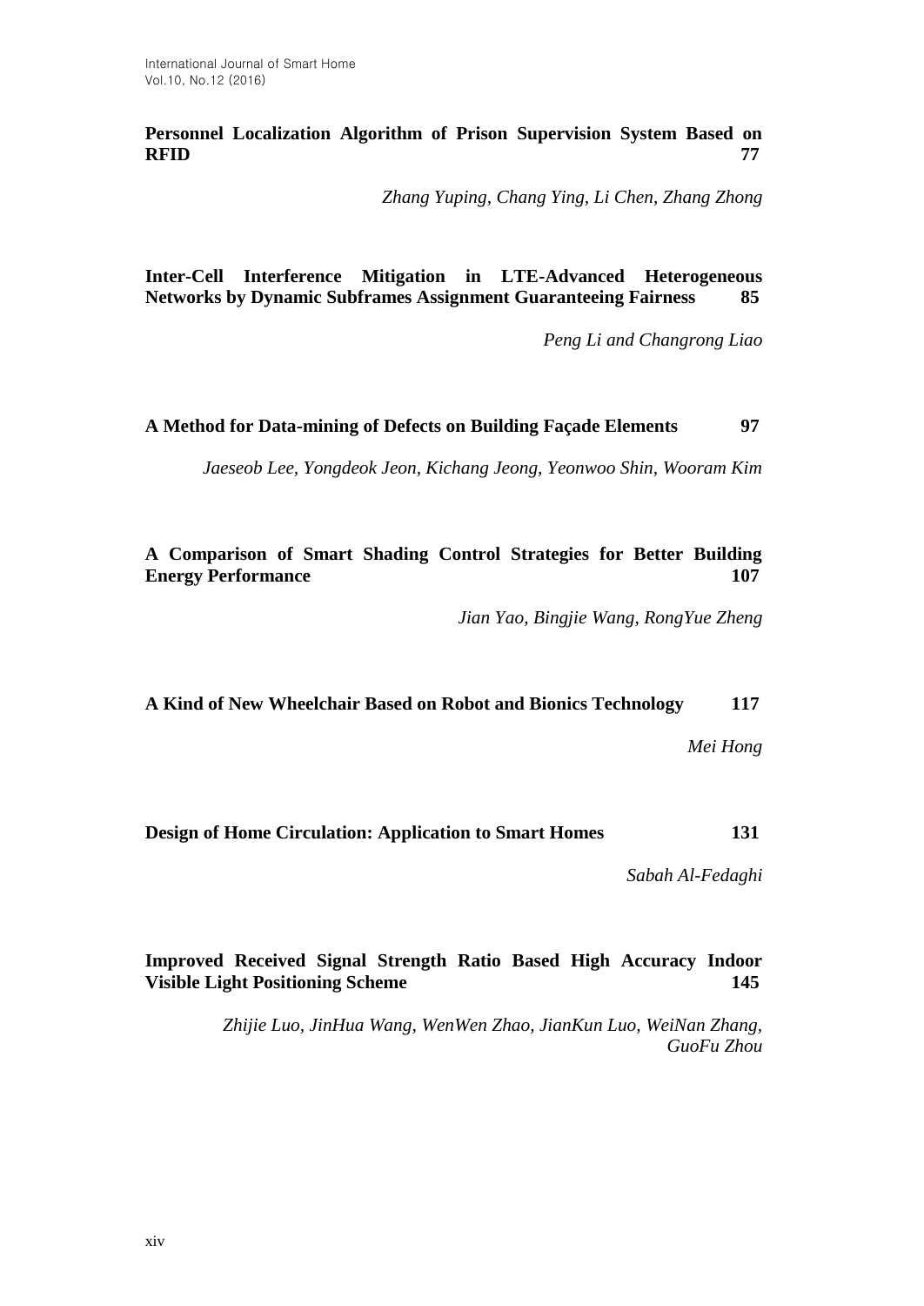**Personnel Localization Algorithm of Prison Supervision System Based on RFID** **77**

*Zhang Yuping, Chang Ying, Li Chen, Zhang Zhong*

**Inter-Cell Interference Mitigation in LTE-Advanced Heterogeneous Networks by Dynamic Subframes Assignment Guaranteeing Fairness** **85**

*Peng Li and Changrong Liao*

**A Method for Data-mining of Defects on Building Façade Elements** **97**

*Jaeseob Lee, Yongdeok Jeon, Kichang Jeong, Yeonwoo Shin, Wooram Kim*

**A Comparison of Smart Shading Control Strategies for Better Building Energy Performance** **107**

*Jian Yao, Bingjie Wang, RongYue Zheng*

**A Kind of New Wheelchair Based on Robot and Bionics Technology** **117**

*Mei Hong*

**Design of Home Circulation: Application to Smart Homes** **131**

*Sabah Al-Fedaghi*

**Improved Received Signal Strength Ratio Based High Accuracy Indoor Visible Light Positioning Scheme** **145**

*Zhijie Luo, JinHua Wang, WenWen Zhao, JianKun Luo, WeiNan Zhang, GuoFu Zhou*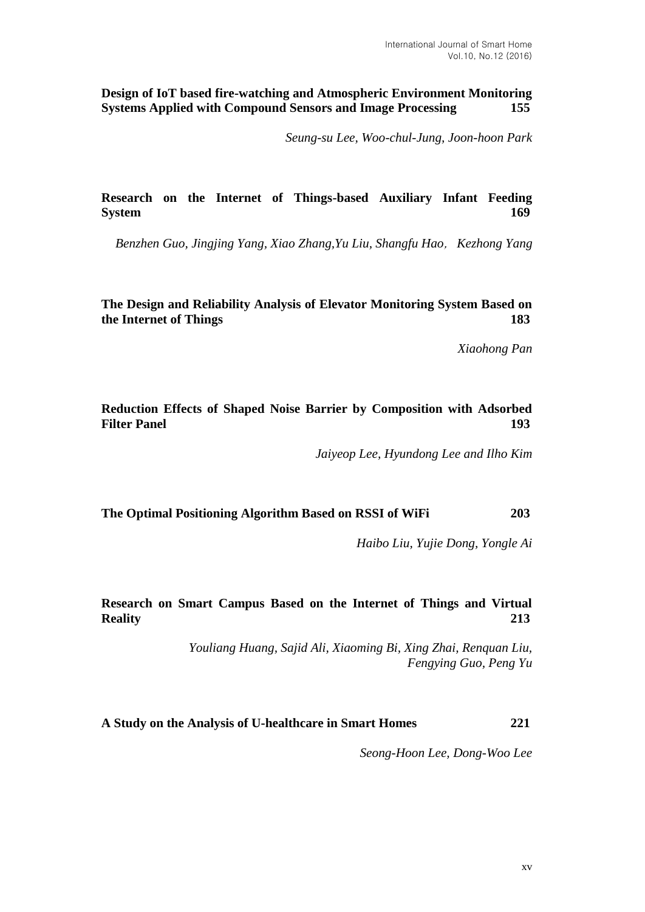**Design of IoT based fire-watching and Atmospheric Environment Monitoring Systems Applied with Compound Sensors and Image Processing** 155

*Seung-su Lee, Woo-chul-Jung, Joon-hoon Park*

**Research on the Internet of Things-based Auxiliary Infant Feeding System** 169

*Benzhen Guo, Jingjing Yang, Xiao Zhang,Yu Liu, Shangfu Hao，Kezhong Yang*

**The Design and Reliability Analysis of Elevator Monitoring System Based on the Internet of Things** 183

*Xiaohong Pan*

**Reduction Effects of Shaped Noise Barrier by Composition with Adsorbed Filter Panel** 193

*Jaiyeop Lee, Hyundong Lee and Ilho Kim*

**The Optimal Positioning Algorithm Based on RSSI of WiFi** 203

*Haibo Liu, Yujie Dong, Yongle Ai*

**Research on Smart Campus Based on the Internet of Things and Virtual Reality** 213

*Youliang Huang, Sajid Ali, Xiaoming Bi, Xing Zhai, Renquan Liu, Fengying Guo, Peng Yu*

**A Study on the Analysis of U-healthcare in Smart Homes** 221

*Seong-Hoon Lee, Dong-Woo Lee*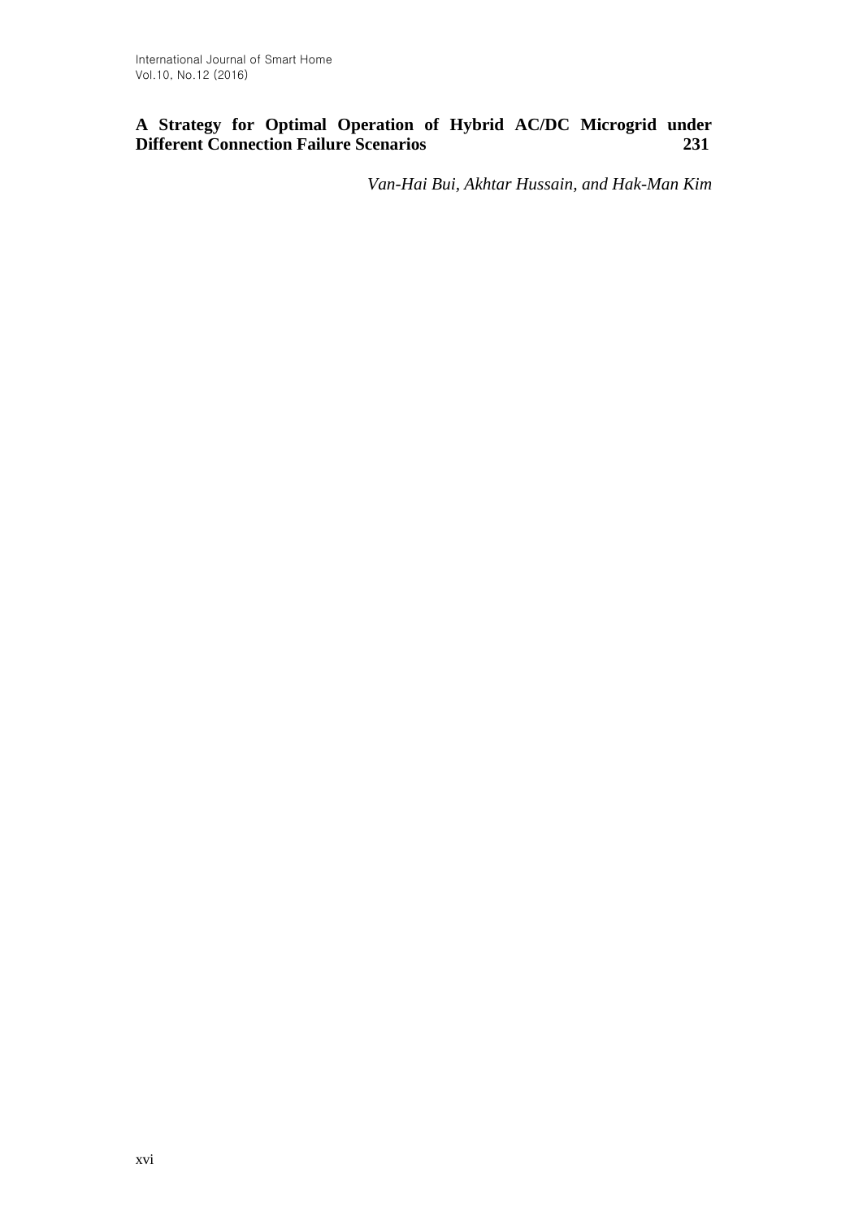**A Strategy for Optimal Operation of Hybrid AC/DC Microgrid under Different Connection Failure Scenarios** **231**

*Van-Hai Bui, Akhtar Hussain, and Hak-Man Kim*